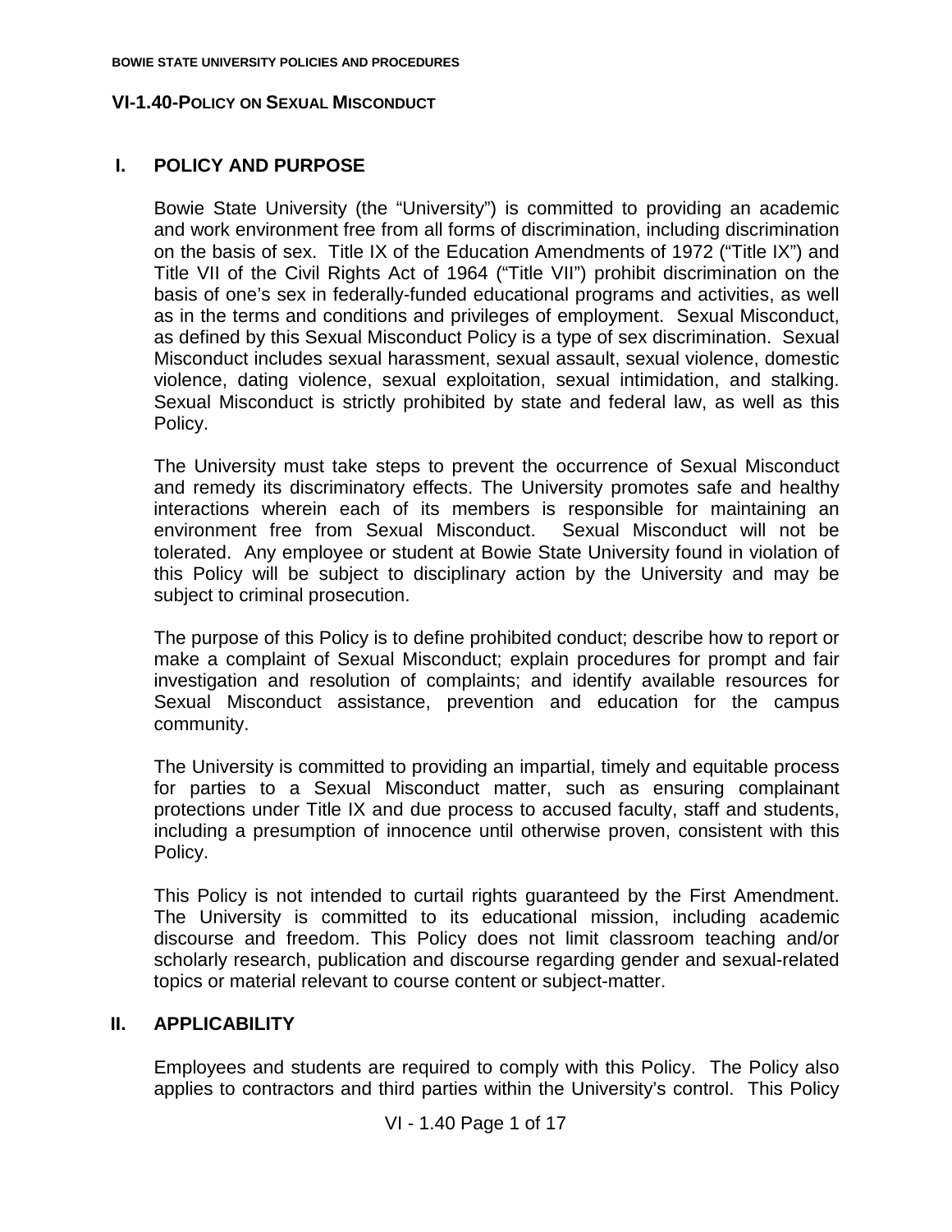# VI-1.40-POLICY ON SEXUAL MISCONDUCT

## I. POLICY AND PURPOSE

Bowie State University (the "University") is committed to providing an academic and work environment free from all forms of discrimination, including discrimination on the basis of sex. Title IX of the Education Amendments of 1972 ("Title IX") and Title VII of the Civil Rights Act of 1964 ("Title VII") prohibit discrimination on the basis of one's sex in federally-funded educational programs and activities, as well as in the terms and conditions and privileges of employment. Sexual Misconduct, as defined by this Sexual Misconduct Policy is a type of sex discrimination. Sexual Misconduct includes sexual harassment, sexual assault, sexual violence, domestic violence, dating violence, sexual exploitation, sexual intimidation, and stalking. Sexual Misconduct is strictly prohibited by state and federal law, as well as this Policy.

The University must take steps to prevent the occurrence of Sexual Misconduct and remedy its discriminatory effects. The University promotes safe and healthy interactions wherein each of its members is responsible for maintaining an environment free from Sexual Misconduct. Sexual Misconduct will not be tolerated. Any employee or student at Bowie State University found in violation of this Policy will be subject to disciplinary action by the University and may be subject to criminal prosecution.

The purpose of this Policy is to define prohibited conduct; describe how to report or make a complaint of Sexual Misconduct; explain procedures for prompt and fair investigation and resolution of complaints; and identify available resources for Sexual Misconduct assistance, prevention and education for the campus community.

The University is committed to providing an impartial, timely and equitable process for parties to a Sexual Misconduct matter, such as ensuring complainant protections under Title IX and due process to accused faculty, staff and students, including a presumption of innocence until otherwise proven, consistent with this Policy.

This Policy is not intended to curtail rights guaranteed by the First Amendment. The University is committed to its educational mission, including academic discourse and freedom. This Policy does not limit classroom teaching and/or scholarly research, publication and discourse regarding gender and sexual-related topics or material relevant to course content or subject-matter.

## II. APPLICABILITY

Employees and students are required to comply with this Policy. The Policy also applies to contractors and third parties within the University's control. This Policy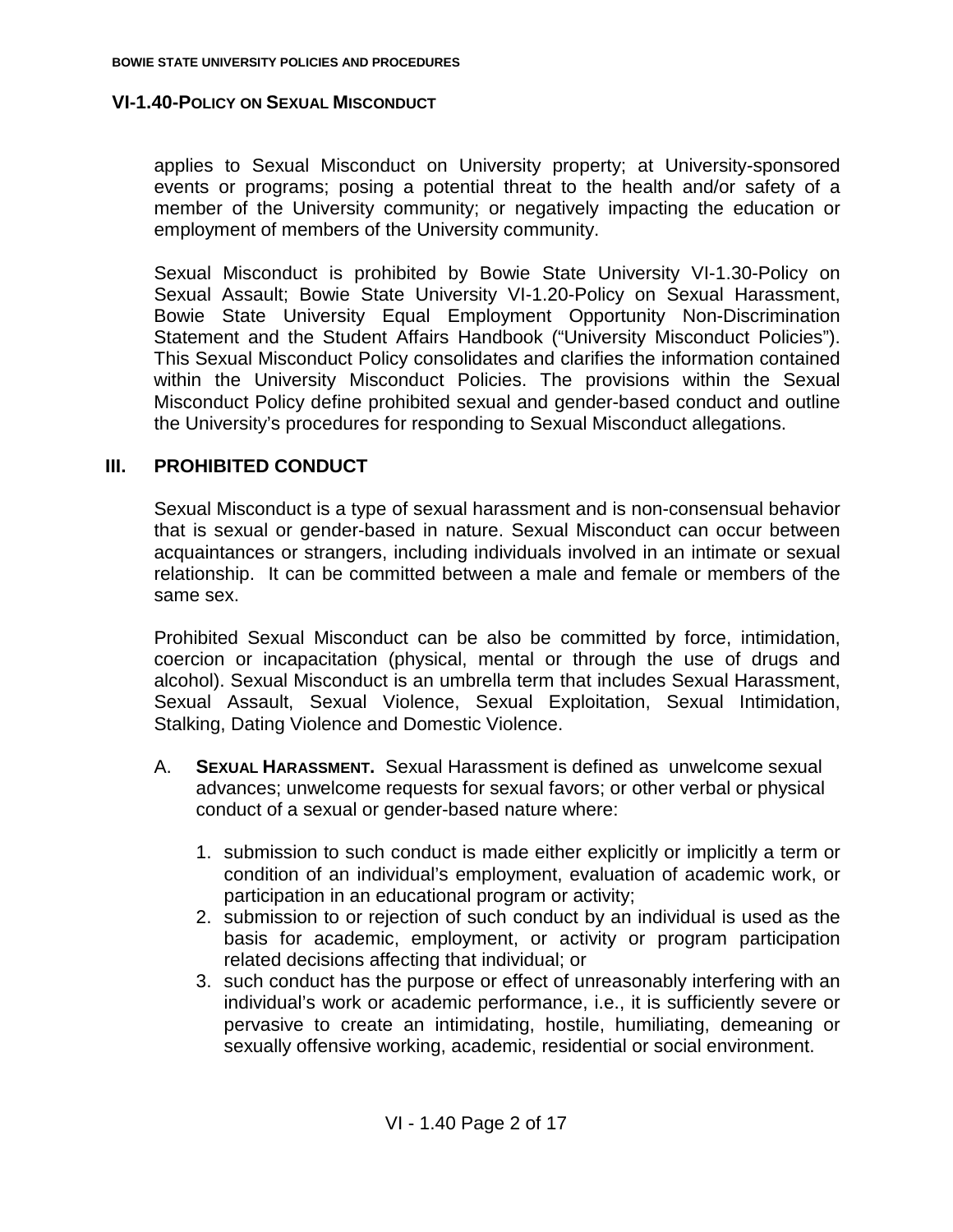applies to Sexual Misconduct on University property; at University-sponsored events or programs; posing a potential threat to the health and/or safety of a member of the University community; or negatively impacting the education or employment of members of the University community.

Sexual Misconduct is prohibited by Bowie State University VI-1.30-Policy on Sexual Assault; Bowie State University VI-1.20-Policy on Sexual Harassment, Bowie State University Equal Employment Opportunity Non-Discrimination Statement and the Student Affairs Handbook ("University Misconduct Policies"). This Sexual Misconduct Policy consolidates and clarifies the information contained within the University Misconduct Policies. The provisions within the Sexual Misconduct Policy define prohibited sexual and gender-based conduct and outline the University's procedures for responding to Sexual Misconduct allegations.

## III. PROHIBITED CONDUCT

Sexual Misconduct is a type of sexual harassment and is non-consensual behavior that is sexual or gender-based in nature. Sexual Misconduct can occur between acquaintances or strangers, including individuals involved in an intimate or sexual relationship. It can be committed between a male and female or members of the same sex.

Prohibited Sexual Misconduct can be also be committed by force, intimidation, coercion or incapacitation (physical, mental or through the use of drugs and alcohol). Sexual Misconduct is an umbrella term that includes Sexual Harassment, Sexual Assault, Sexual Violence, Sexual Exploitation, Sexual Intimidation, Stalking, Dating Violence and Domestic Violence.

A. **SEXUAL HARASSMENT.** Sexual Harassment is defined as unwelcome sexual advances; unwelcome requests for sexual favors; or other verbal or physical conduct of a sexual or gender-based nature where:

1. submission to such conduct is made either explicitly or implicitly a term or condition of an individual's employment, evaluation of academic work, or participation in an educational program or activity;
2. submission to or rejection of such conduct by an individual is used as the basis for academic, employment, or activity or program participation related decisions affecting that individual; or
3. such conduct has the purpose or effect of unreasonably interfering with an individual's work or academic performance, i.e., it is sufficiently severe or pervasive to create an intimidating, hostile, humiliating, demeaning or sexually offensive working, academic, residential or social environment.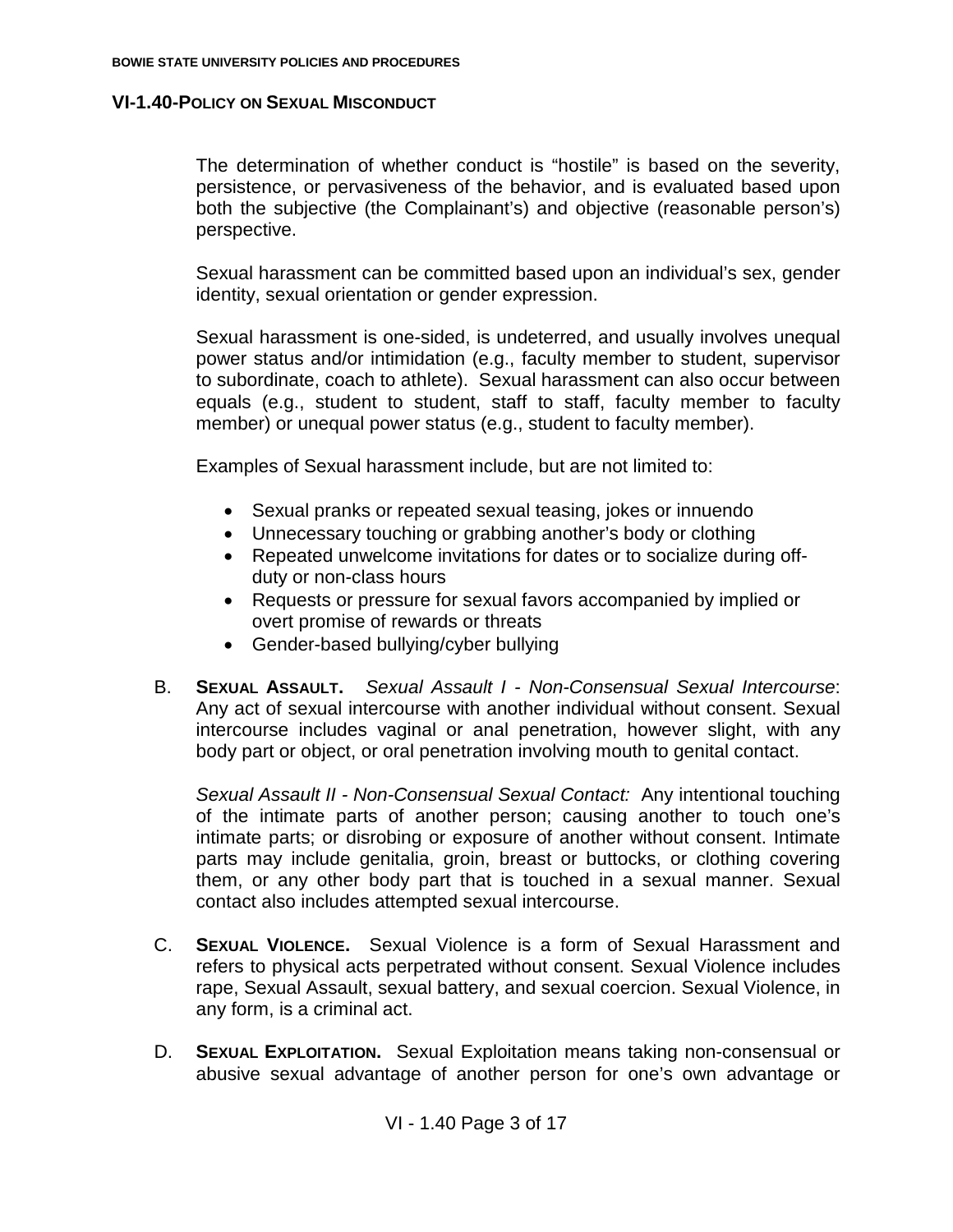The determination of whether conduct is "hostile" is based on the severity, persistence, or pervasiveness of the behavior, and is evaluated based upon both the subjective (the Complainant's) and objective (reasonable person's) perspective.

Sexual harassment can be committed based upon an individual's sex, gender identity, sexual orientation or gender expression.

Sexual harassment is one-sided, is undeterred, and usually involves unequal power status and/or intimidation (e.g., faculty member to student, supervisor to subordinate, coach to athlete). Sexual harassment can also occur between equals (e.g., student to student, staff to staff, faculty member to faculty member) or unequal power status (e.g., student to faculty member).

Examples of Sexual harassment include, but are not limited to:

- Sexual pranks or repeated sexual teasing, jokes or innuendo
- Unnecessary touching or grabbing another's body or clothing
- Repeated unwelcome invitations for dates or to socialize during off-duty or non-class hours
- Requests or pressure for sexual favors accompanied by implied or overt promise of rewards or threats
- Gender-based bullying/cyber bullying

B. **SEXUAL ASSAULT.** *Sexual Assault I - Non-Consensual Sexual Intercourse*: Any act of sexual intercourse with another individual without consent. Sexual intercourse includes vaginal or anal penetration, however slight, with any body part or object, or oral penetration involving mouth to genital contact.

*Sexual Assault II - Non-Consensual Sexual Contact:* Any intentional touching of the intimate parts of another person; causing another to touch one's intimate parts; or disrobing or exposure of another without consent. Intimate parts may include genitalia, groin, breast or buttocks, or clothing covering them, or any other body part that is touched in a sexual manner. Sexual contact also includes attempted sexual intercourse.

C. **SEXUAL VIOLENCE.** Sexual Violence is a form of Sexual Harassment and refers to physical acts perpetrated without consent. Sexual Violence includes rape, Sexual Assault, sexual battery, and sexual coercion. Sexual Violence, in any form, is a criminal act.

D. **SEXUAL EXPLOITATION.** Sexual Exploitation means taking non-consensual or abusive sexual advantage of another person for one's own advantage or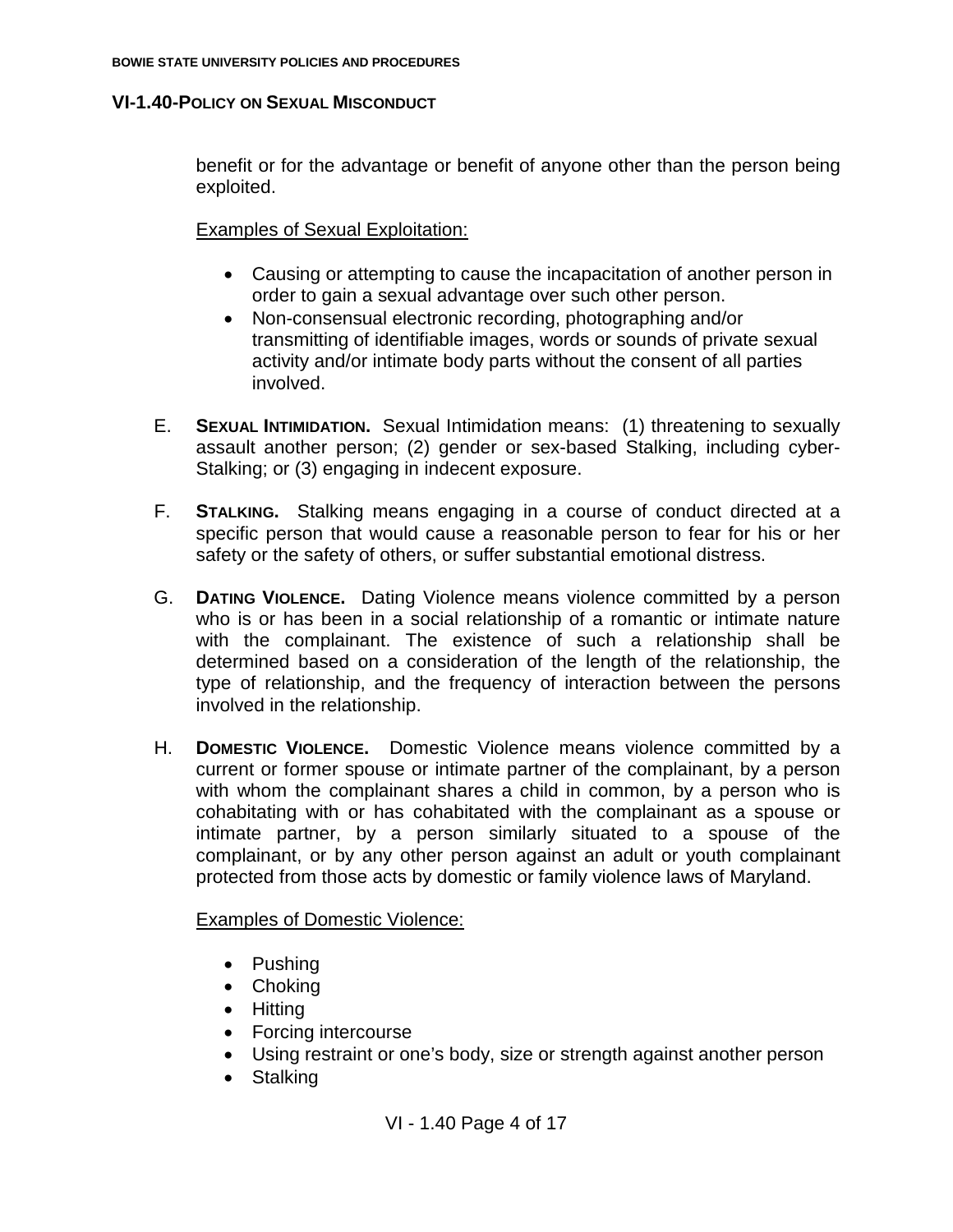benefit or for the advantage or benefit of anyone other than the person being exploited.

Examples of Sexual Exploitation:

- Causing or attempting to cause the incapacitation of another person in order to gain a sexual advantage over such other person.
- Non-consensual electronic recording, photographing and/or transmitting of identifiable images, words or sounds of private sexual activity and/or intimate body parts without the consent of all parties involved.

E. **SEXUAL INTIMIDATION.** Sexual Intimidation means: (1) threatening to sexually assault another person; (2) gender or sex-based Stalking, including cyber-Stalking; or (3) engaging in indecent exposure.

F. **STALKING.** Stalking means engaging in a course of conduct directed at a specific person that would cause a reasonable person to fear for his or her safety or the safety of others, or suffer substantial emotional distress.

G. **DATING VIOLENCE.** Dating Violence means violence committed by a person who is or has been in a social relationship of a romantic or intimate nature with the complainant. The existence of such a relationship shall be determined based on a consideration of the length of the relationship, the type of relationship, and the frequency of interaction between the persons involved in the relationship.

H. **DOMESTIC VIOLENCE.** Domestic Violence means violence committed by a current or former spouse or intimate partner of the complainant, by a person with whom the complainant shares a child in common, by a person who is cohabitating with or has cohabitated with the complainant as a spouse or intimate partner, by a person similarly situated to a spouse of the complainant, or by any other person against an adult or youth complainant protected from those acts by domestic or family violence laws of Maryland.

Examples of Domestic Violence:

- Pushing
- Choking
- Hitting
- Forcing intercourse
- Using restraint or one's body, size or strength against another person
- Stalking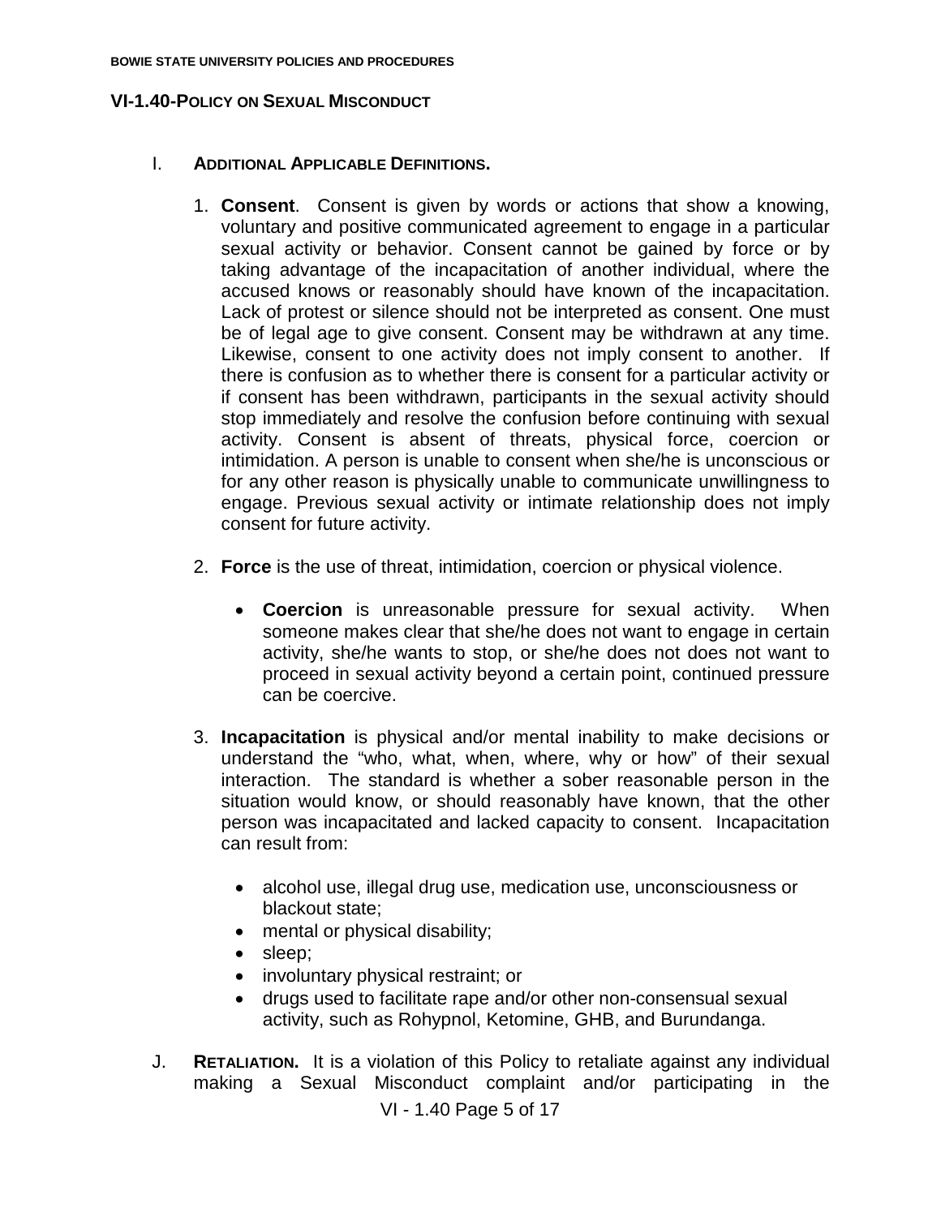I. **ADDITIONAL APPLICABLE DEFINITIONS.**

1. **Consent**. Consent is given by words or actions that show a knowing, voluntary and positive communicated agreement to engage in a particular sexual activity or behavior. Consent cannot be gained by force or by taking advantage of the incapacitation of another individual, where the accused knows or reasonably should have known of the incapacitation. Lack of protest or silence should not be interpreted as consent. One must be of legal age to give consent. Consent may be withdrawn at any time. Likewise, consent to one activity does not imply consent to another. If there is confusion as to whether there is consent for a particular activity or if consent has been withdrawn, participants in the sexual activity should stop immediately and resolve the confusion before continuing with sexual activity. Consent is absent of threats, physical force, coercion or intimidation. A person is unable to consent when she/he is unconscious or for any other reason is physically unable to communicate unwillingness to engage. Previous sexual activity or intimate relationship does not imply consent for future activity.

2. **Force** is the use of threat, intimidation, coercion or physical violence.

   - **Coercion** is unreasonable pressure for sexual activity. When someone makes clear that she/he does not want to engage in certain activity, she/he wants to stop, or she/he does not does not want to proceed in sexual activity beyond a certain point, continued pressure can be coercive.

3. **Incapacitation** is physical and/or mental inability to make decisions or understand the "who, what, when, where, why or how" of their sexual interaction. The standard is whether a sober reasonable person in the situation would know, or should reasonably have known, that the other person was incapacitated and lacked capacity to consent. Incapacitation can result from:

   - alcohol use, illegal drug use, medication use, unconsciousness or blackout state;
   - mental or physical disability;
   - sleep;
   - involuntary physical restraint; or
   - drugs used to facilitate rape and/or other non-consensual sexual activity, such as Rohypnol, Ketomine, GHB, and Burundanga.

J. **RETALIATION.** It is a violation of this Policy to retaliate against any individual making a Sexual Misconduct complaint and/or participating in the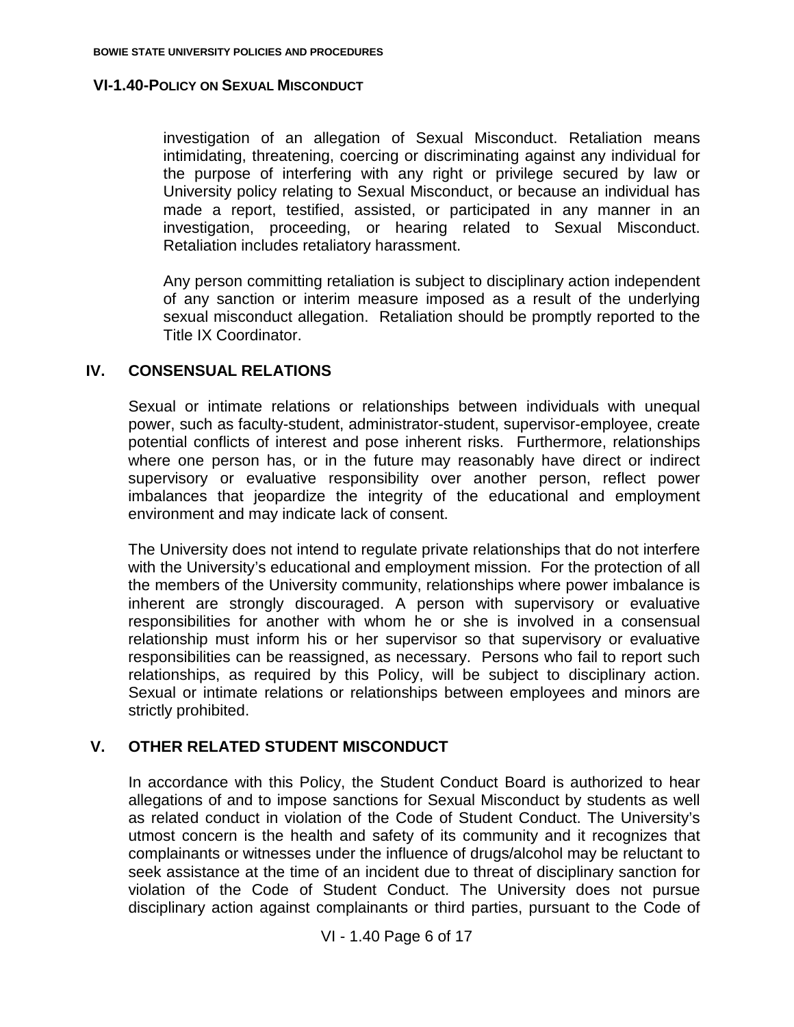investigation of an allegation of Sexual Misconduct. Retaliation means intimidating, threatening, coercing or discriminating against any individual for the purpose of interfering with any right or privilege secured by law or University policy relating to Sexual Misconduct, or because an individual has made a report, testified, assisted, or participated in any manner in an investigation, proceeding, or hearing related to Sexual Misconduct. Retaliation includes retaliatory harassment.

Any person committing retaliation is subject to disciplinary action independent of any sanction or interim measure imposed as a result of the underlying sexual misconduct allegation. Retaliation should be promptly reported to the Title IX Coordinator.

## IV. CONSENSUAL RELATIONS

Sexual or intimate relations or relationships between individuals with unequal power, such as faculty-student, administrator-student, supervisor-employee, create potential conflicts of interest and pose inherent risks. Furthermore, relationships where one person has, or in the future may reasonably have direct or indirect supervisory or evaluative responsibility over another person, reflect power imbalances that jeopardize the integrity of the educational and employment environment and may indicate lack of consent.

The University does not intend to regulate private relationships that do not interfere with the University's educational and employment mission. For the protection of all the members of the University community, relationships where power imbalance is inherent are strongly discouraged. A person with supervisory or evaluative responsibilities for another with whom he or she is involved in a consensual relationship must inform his or her supervisor so that supervisory or evaluative responsibilities can be reassigned, as necessary. Persons who fail to report such relationships, as required by this Policy, will be subject to disciplinary action. Sexual or intimate relations or relationships between employees and minors are strictly prohibited.

## V. OTHER RELATED STUDENT MISCONDUCT

In accordance with this Policy, the Student Conduct Board is authorized to hear allegations of and to impose sanctions for Sexual Misconduct by students as well as related conduct in violation of the Code of Student Conduct. The University's utmost concern is the health and safety of its community and it recognizes that complainants or witnesses under the influence of drugs/alcohol may be reluctant to seek assistance at the time of an incident due to threat of disciplinary sanction for violation of the Code of Student Conduct. The University does not pursue disciplinary action against complainants or third parties, pursuant to the Code of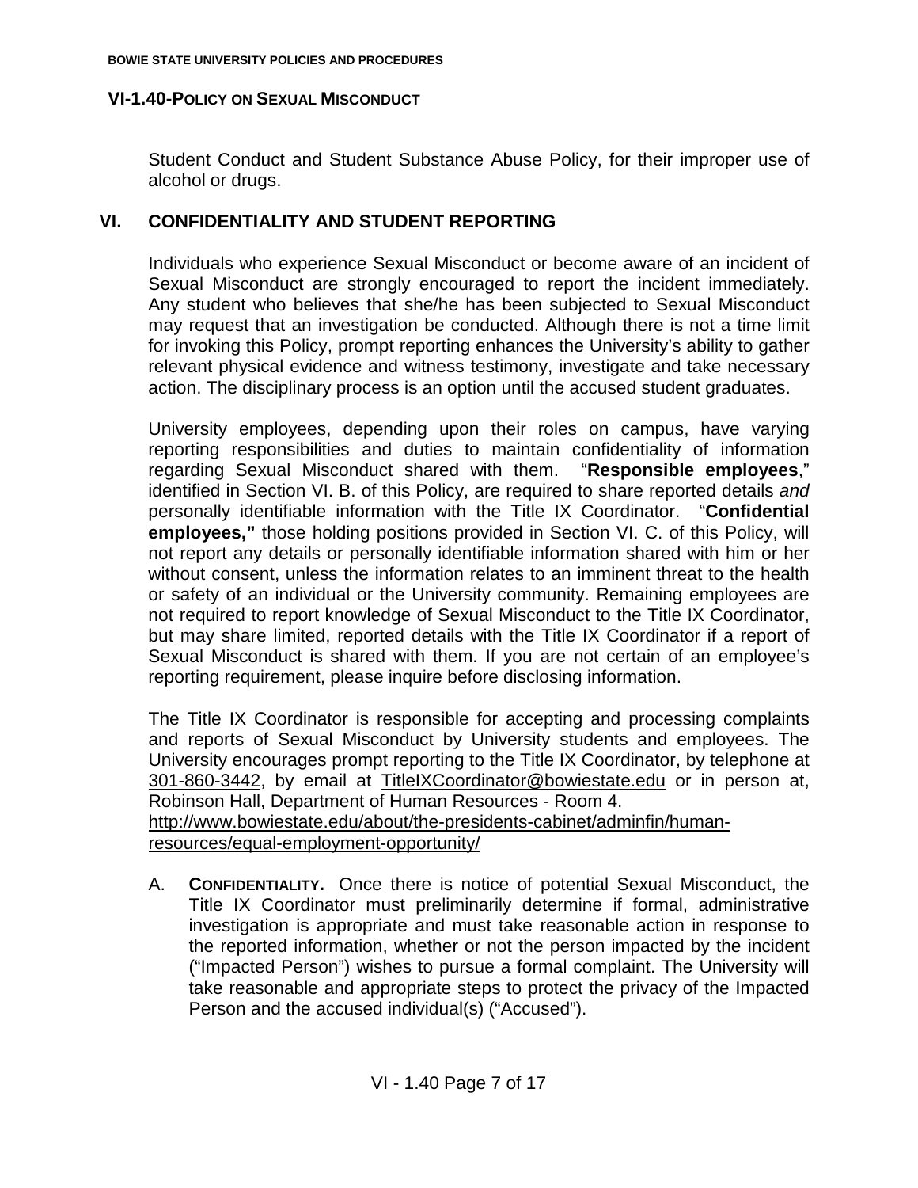Student Conduct and Student Substance Abuse Policy, for their improper use of alcohol or drugs.

## VI. CONFIDENTIALITY AND STUDENT REPORTING

Individuals who experience Sexual Misconduct or become aware of an incident of Sexual Misconduct are strongly encouraged to report the incident immediately. Any student who believes that she/he has been subjected to Sexual Misconduct may request that an investigation be conducted. Although there is not a time limit for invoking this Policy, prompt reporting enhances the University's ability to gather relevant physical evidence and witness testimony, investigate and take necessary action. The disciplinary process is an option until the accused student graduates.

University employees, depending upon their roles on campus, have varying reporting responsibilities and duties to maintain confidentiality of information regarding Sexual Misconduct shared with them. "**Responsible employees**," identified in Section VI. B. of this Policy, are required to share reported details *and* personally identifiable information with the Title IX Coordinator. "**Confidential employees,"** those holding positions provided in Section VI. C. of this Policy, will not report any details or personally identifiable information shared with him or her without consent, unless the information relates to an imminent threat to the health or safety of an individual or the University community. Remaining employees are not required to report knowledge of Sexual Misconduct to the Title IX Coordinator, but may share limited, reported details with the Title IX Coordinator if a report of Sexual Misconduct is shared with them. If you are not certain of an employee's reporting requirement, please inquire before disclosing information.

The Title IX Coordinator is responsible for accepting and processing complaints and reports of Sexual Misconduct by University students and employees. The University encourages prompt reporting to the Title IX Coordinator, by telephone at 301-860-3442, by email at TitleIXCoordinator@bowiestate.edu or in person at, Robinson Hall, Department of Human Resources - Room 4.
http://www.bowiestate.edu/about/the-presidents-cabinet/adminfin/human-resources/equal-employment-opportunity/

A. **CONFIDENTIALITY.** Once there is notice of potential Sexual Misconduct, the Title IX Coordinator must preliminarily determine if formal, administrative investigation is appropriate and must take reasonable action in response to the reported information, whether or not the person impacted by the incident ("Impacted Person") wishes to pursue a formal complaint. The University will take reasonable and appropriate steps to protect the privacy of the Impacted Person and the accused individual(s) ("Accused").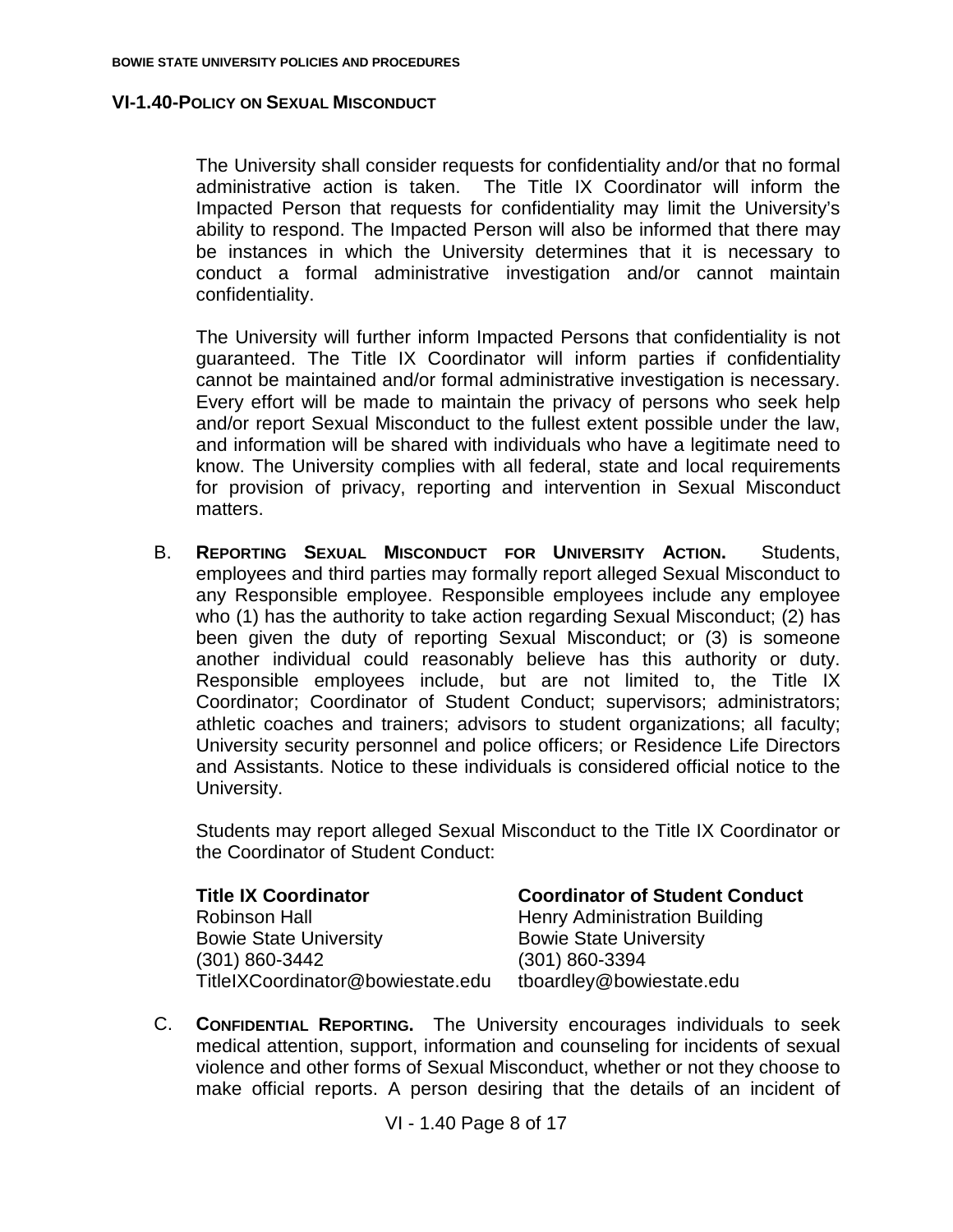The University shall consider requests for confidentiality and/or that no formal administrative action is taken. The Title IX Coordinator will inform the Impacted Person that requests for confidentiality may limit the University's ability to respond. The Impacted Person will also be informed that there may be instances in which the University determines that it is necessary to conduct a formal administrative investigation and/or cannot maintain confidentiality.

The University will further inform Impacted Persons that confidentiality is not guaranteed. The Title IX Coordinator will inform parties if confidentiality cannot be maintained and/or formal administrative investigation is necessary. Every effort will be made to maintain the privacy of persons who seek help and/or report Sexual Misconduct to the fullest extent possible under the law, and information will be shared with individuals who have a legitimate need to know. The University complies with all federal, state and local requirements for provision of privacy, reporting and intervention in Sexual Misconduct matters.

B. **Reporting Sexual Misconduct for University Action.** Students, employees and third parties may formally report alleged Sexual Misconduct to any Responsible employee. Responsible employees include any employee who (1) has the authority to take action regarding Sexual Misconduct; (2) has been given the duty of reporting Sexual Misconduct; or (3) is someone another individual could reasonably believe has this authority or duty. Responsible employees include, but are not limited to, the Title IX Coordinator; Coordinator of Student Conduct; supervisors; administrators; athletic coaches and trainers; advisors to student organizations; all faculty; University security personnel and police officers; or Residence Life Directors and Assistants. Notice to these individuals is considered official notice to the University.

Students may report alleged Sexual Misconduct to the Title IX Coordinator or the Coordinator of Student Conduct:

**Title IX Coordinator**
Robinson Hall
Bowie State University
(301) 860-3442
TitleIXCoordinator@bowiestate.edu

**Coordinator of Student Conduct**
Henry Administration Building
Bowie State University
(301) 860-3394
tboardley@bowiestate.edu

C. **Confidential Reporting.** The University encourages individuals to seek medical attention, support, information and counseling for incidents of sexual violence and other forms of Sexual Misconduct, whether or not they choose to make official reports. A person desiring that the details of an incident of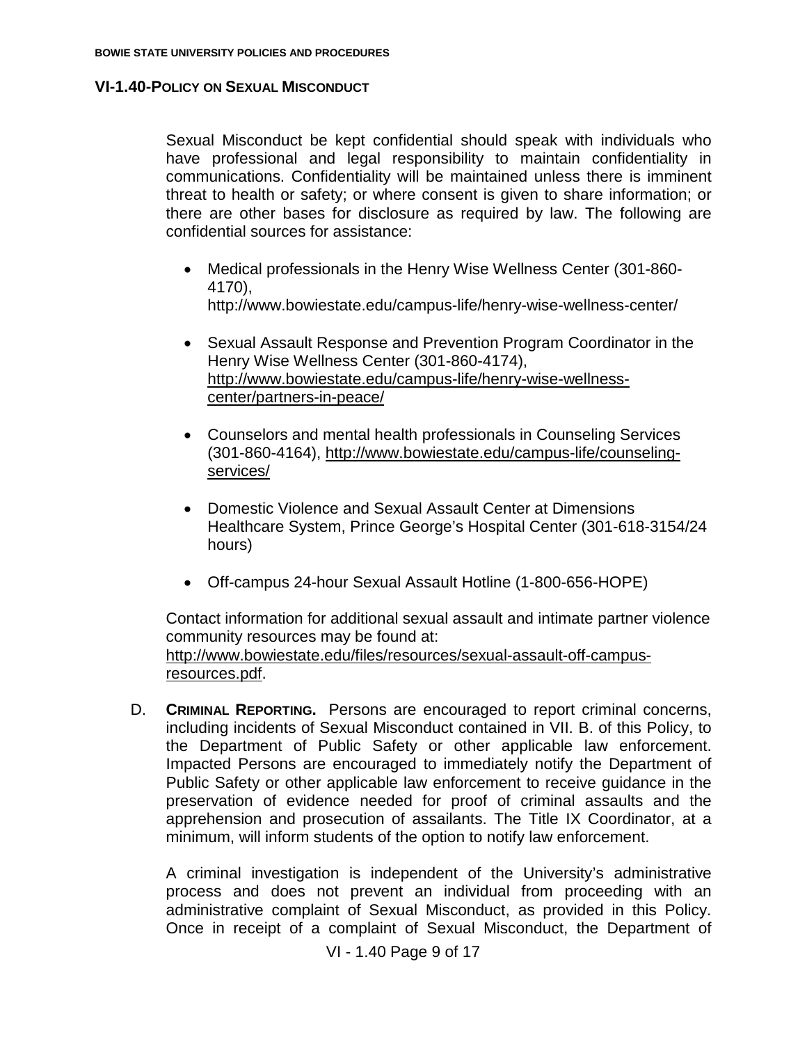Sexual Misconduct be kept confidential should speak with individuals who have professional and legal responsibility to maintain confidentiality in communications. Confidentiality will be maintained unless there is imminent threat to health or safety; or where consent is given to share information; or there are other bases for disclosure as required by law. The following are confidential sources for assistance:

- Medical professionals in the Henry Wise Wellness Center (301-860-4170), http://www.bowiestate.edu/campus-life/henry-wise-wellness-center/
- Sexual Assault Response and Prevention Program Coordinator in the Henry Wise Wellness Center (301-860-4174), http://www.bowiestate.edu/campus-life/henry-wise-wellness-center/partners-in-peace/
- Counselors and mental health professionals in Counseling Services (301-860-4164), http://www.bowiestate.edu/campus-life/counseling-services/
- Domestic Violence and Sexual Assault Center at Dimensions Healthcare System, Prince George's Hospital Center (301-618-3154/24 hours)
- Off-campus 24-hour Sexual Assault Hotline (1-800-656-HOPE)

Contact information for additional sexual assault and intimate partner violence community resources may be found at: http://www.bowiestate.edu/files/resources/sexual-assault-off-campus-resources.pdf.

D. **CRIMINAL REPORTING.** Persons are encouraged to report criminal concerns, including incidents of Sexual Misconduct contained in VII. B. of this Policy, to the Department of Public Safety or other applicable law enforcement. Impacted Persons are encouraged to immediately notify the Department of Public Safety or other applicable law enforcement to receive guidance in the preservation of evidence needed for proof of criminal assaults and the apprehension and prosecution of assailants. The Title IX Coordinator, at a minimum, will inform students of the option to notify law enforcement.

A criminal investigation is independent of the University's administrative process and does not prevent an individual from proceeding with an administrative complaint of Sexual Misconduct, as provided in this Policy. Once in receipt of a complaint of Sexual Misconduct, the Department of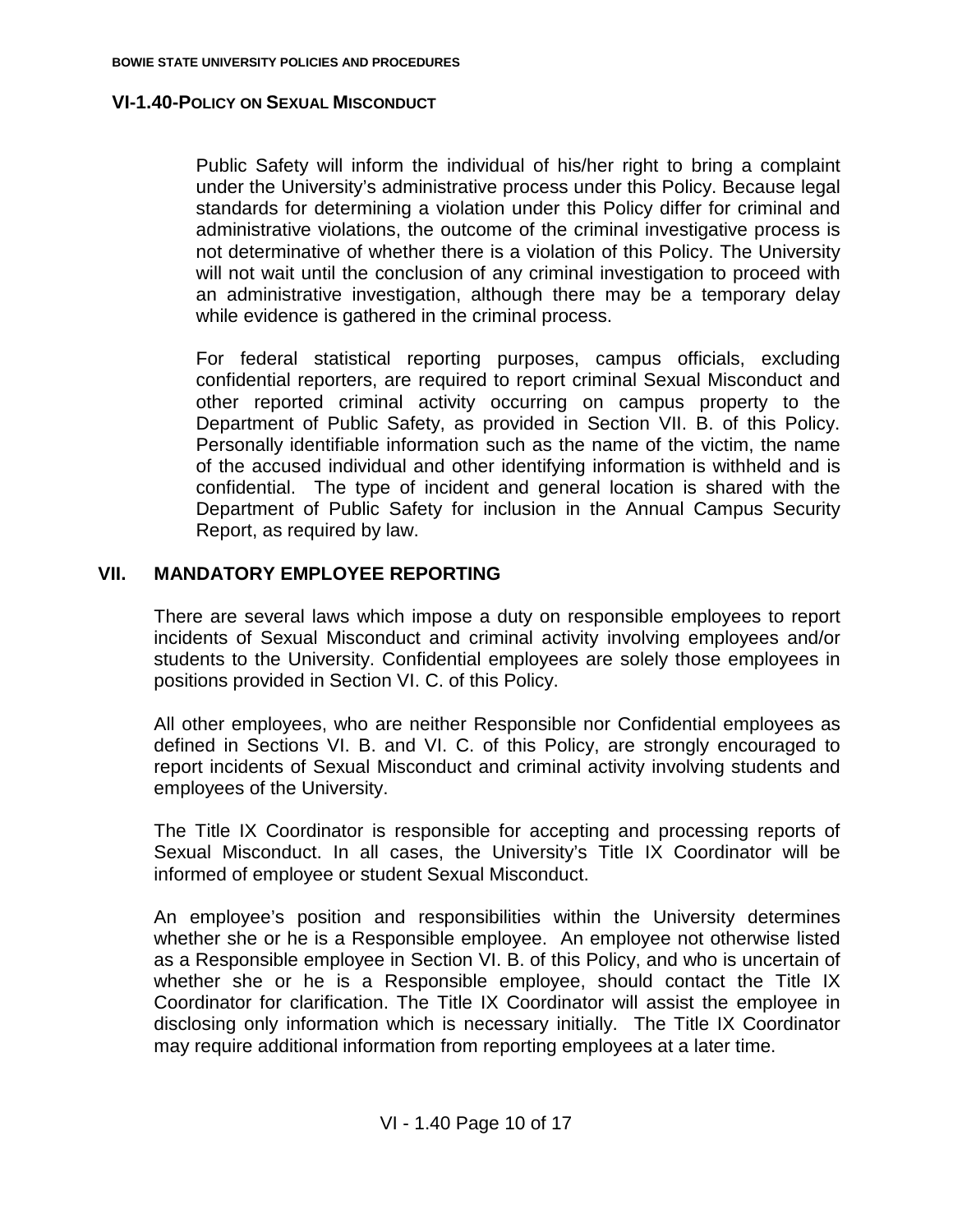Public Safety will inform the individual of his/her right to bring a complaint under the University's administrative process under this Policy. Because legal standards for determining a violation under this Policy differ for criminal and administrative violations, the outcome of the criminal investigative process is not determinative of whether there is a violation of this Policy. The University will not wait until the conclusion of any criminal investigation to proceed with an administrative investigation, although there may be a temporary delay while evidence is gathered in the criminal process.

For federal statistical reporting purposes, campus officials, excluding confidential reporters, are required to report criminal Sexual Misconduct and other reported criminal activity occurring on campus property to the Department of Public Safety, as provided in Section VII. B. of this Policy. Personally identifiable information such as the name of the victim, the name of the accused individual and other identifying information is withheld and is confidential. The type of incident and general location is shared with the Department of Public Safety for inclusion in the Annual Campus Security Report, as required by law.

## VII. MANDATORY EMPLOYEE REPORTING

There are several laws which impose a duty on responsible employees to report incidents of Sexual Misconduct and criminal activity involving employees and/or students to the University. Confidential employees are solely those employees in positions provided in Section VI. C. of this Policy.

All other employees, who are neither Responsible nor Confidential employees as defined in Sections VI. B. and VI. C. of this Policy, are strongly encouraged to report incidents of Sexual Misconduct and criminal activity involving students and employees of the University.

The Title IX Coordinator is responsible for accepting and processing reports of Sexual Misconduct. In all cases, the University's Title IX Coordinator will be informed of employee or student Sexual Misconduct.

An employee's position and responsibilities within the University determines whether she or he is a Responsible employee. An employee not otherwise listed as a Responsible employee in Section VI. B. of this Policy, and who is uncertain of whether she or he is a Responsible employee, should contact the Title IX Coordinator for clarification. The Title IX Coordinator will assist the employee in disclosing only information which is necessary initially. The Title IX Coordinator may require additional information from reporting employees at a later time.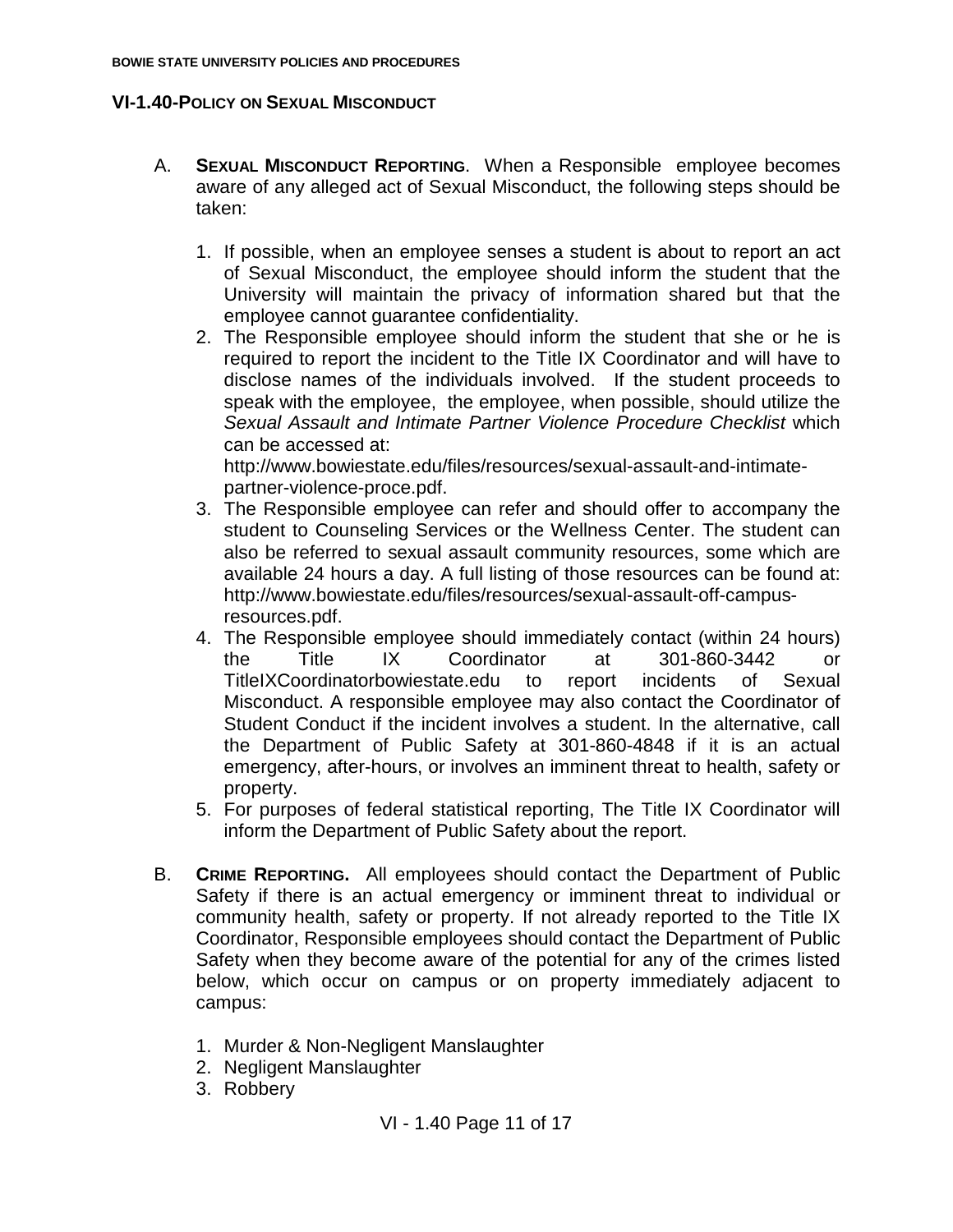**VI-1.40-POLICY ON SEXUAL MISCONDUCT**

A. **SEXUAL MISCONDUCT REPORTING**. When a Responsible employee becomes aware of any alleged act of Sexual Misconduct, the following steps should be taken:

1. If possible, when an employee senses a student is about to report an act of Sexual Misconduct, the employee should inform the student that the University will maintain the privacy of information shared but that the employee cannot guarantee confidentiality.
2. The Responsible employee should inform the student that she or he is required to report the incident to the Title IX Coordinator and will have to disclose names of the individuals involved. If the student proceeds to speak with the employee, the employee, when possible, should utilize the *Sexual Assault and Intimate Partner Violence Procedure Checklist* which can be accessed at: http://www.bowiestate.edu/files/resources/sexual-assault-and-intimate-partner-violence-proce.pdf.
3. The Responsible employee can refer and should offer to accompany the student to Counseling Services or the Wellness Center. The student can also be referred to sexual assault community resources, some which are available 24 hours a day. A full listing of those resources can be found at: http://www.bowiestate.edu/files/resources/sexual-assault-off-campus-resources.pdf.
4. The Responsible employee should immediately contact (within 24 hours) the Title IX Coordinator at 301-860-3442 or TitleIXCoordinatorbowiestate.edu to report incidents of Sexual Misconduct. A responsible employee may also contact the Coordinator of Student Conduct if the incident involves a student. In the alternative, call the Department of Public Safety at 301-860-4848 if it is an actual emergency, after-hours, or involves an imminent threat to health, safety or property.
5. For purposes of federal statistical reporting, The Title IX Coordinator will inform the Department of Public Safety about the report.

B. **CRIME REPORTING.** All employees should contact the Department of Public Safety if there is an actual emergency or imminent threat to individual or community health, safety or property. If not already reported to the Title IX Coordinator, Responsible employees should contact the Department of Public Safety when they become aware of the potential for any of the crimes listed below, which occur on campus or on property immediately adjacent to campus:

1. Murder & Non-Negligent Manslaughter
2. Negligent Manslaughter
3. Robbery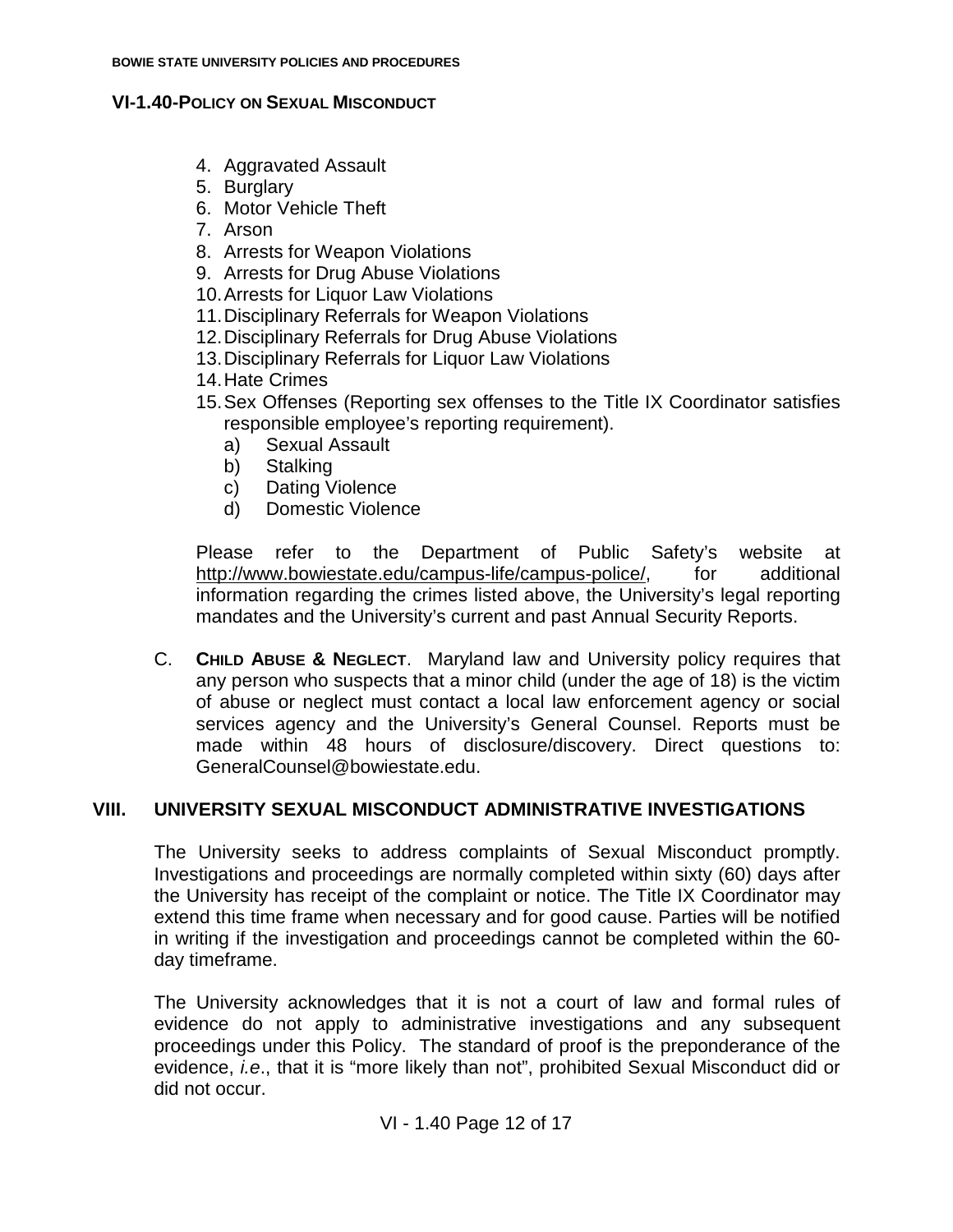4. Aggravated Assault
5. Burglary
6. Motor Vehicle Theft
7. Arson
8. Arrests for Weapon Violations
9. Arrests for Drug Abuse Violations
10. Arrests for Liquor Law Violations
11. Disciplinary Referrals for Weapon Violations
12. Disciplinary Referrals for Drug Abuse Violations
13. Disciplinary Referrals for Liquor Law Violations
14. Hate Crimes
15. Sex Offenses (Reporting sex offenses to the Title IX Coordinator satisfies responsible employee's reporting requirement).
    a) Sexual Assault
    b) Stalking
    c) Dating Violence
    d) Domestic Violence

Please refer to the Department of Public Safety's website at http://www.bowiestate.edu/campus-life/campus-police/, for additional information regarding the crimes listed above, the University's legal reporting mandates and the University's current and past Annual Security Reports.

C. **CHILD ABUSE & NEGLECT**. Maryland law and University policy requires that any person who suspects that a minor child (under the age of 18) is the victim of abuse or neglect must contact a local law enforcement agency or social services agency and the University's General Counsel. Reports must be made within 48 hours of disclosure/discovery. Direct questions to: GeneralCounsel@bowiestate.edu.

## VIII. UNIVERSITY SEXUAL MISCONDUCT ADMINISTRATIVE INVESTIGATIONS

The University seeks to address complaints of Sexual Misconduct promptly. Investigations and proceedings are normally completed within sixty (60) days after the University has receipt of the complaint or notice. The Title IX Coordinator may extend this time frame when necessary and for good cause. Parties will be notified in writing if the investigation and proceedings cannot be completed within the 60-day timeframe.

The University acknowledges that it is not a court of law and formal rules of evidence do not apply to administrative investigations and any subsequent proceedings under this Policy. The standard of proof is the preponderance of the evidence, *i.e*., that it is "more likely than not", prohibited Sexual Misconduct did or did not occur.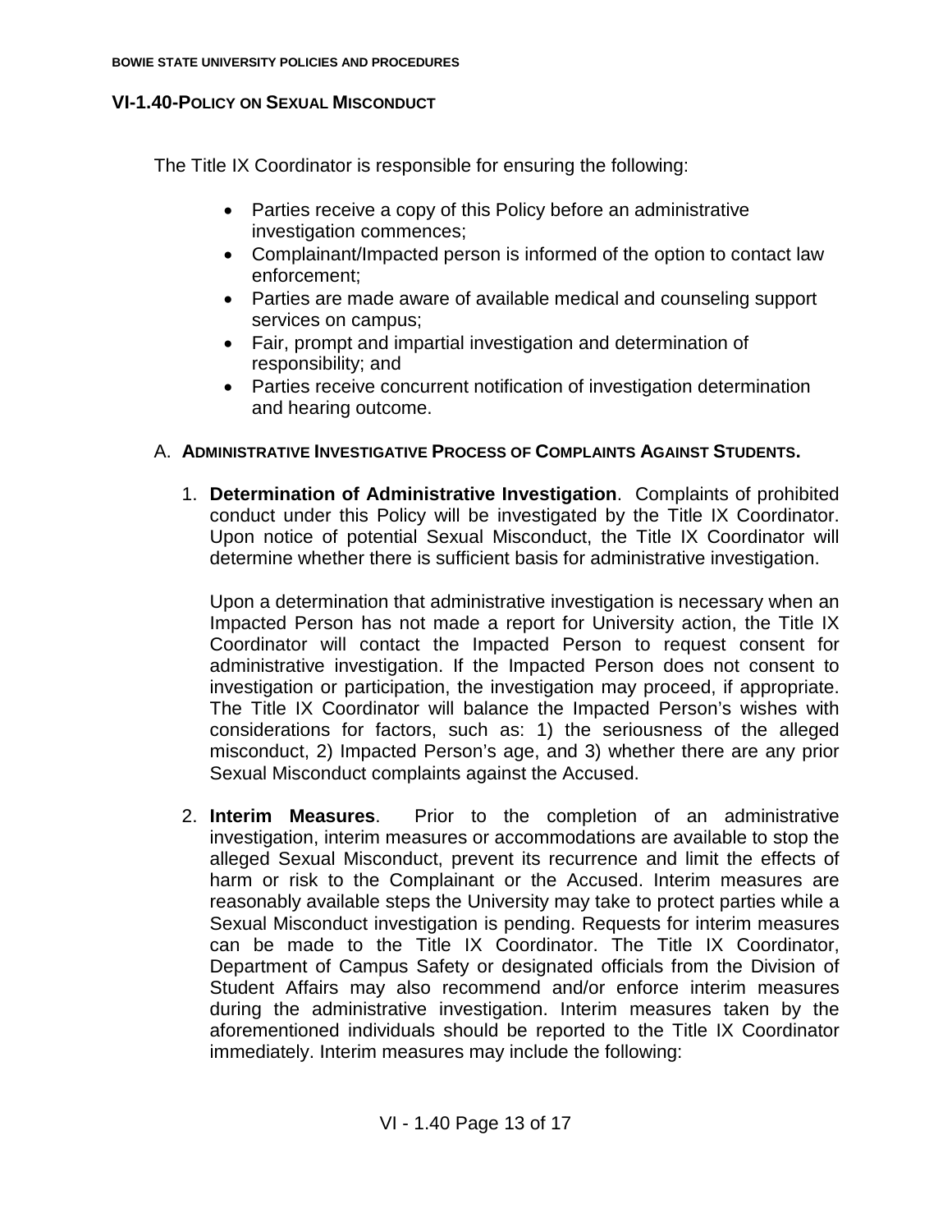The Title IX Coordinator is responsible for ensuring the following:

- Parties receive a copy of this Policy before an administrative investigation commences;
- Complainant/Impacted person is informed of the option to contact law enforcement;
- Parties are made aware of available medical and counseling support services on campus;
- Fair, prompt and impartial investigation and determination of responsibility; and
- Parties receive concurrent notification of investigation determination and hearing outcome.

A. **ADMINISTRATIVE INVESTIGATIVE PROCESS OF COMPLAINTS AGAINST STUDENTS.**

1. **Determination of Administrative Investigation**. Complaints of prohibited conduct under this Policy will be investigated by the Title IX Coordinator. Upon notice of potential Sexual Misconduct, the Title IX Coordinator will determine whether there is sufficient basis for administrative investigation.

   Upon a determination that administrative investigation is necessary when an Impacted Person has not made a report for University action, the Title IX Coordinator will contact the Impacted Person to request consent for administrative investigation. If the Impacted Person does not consent to investigation or participation, the investigation may proceed, if appropriate. The Title IX Coordinator will balance the Impacted Person's wishes with considerations for factors, such as: 1) the seriousness of the alleged misconduct, 2) Impacted Person's age, and 3) whether there are any prior Sexual Misconduct complaints against the Accused.

2. **Interim Measures**. Prior to the completion of an administrative investigation, interim measures or accommodations are available to stop the alleged Sexual Misconduct, prevent its recurrence and limit the effects of harm or risk to the Complainant or the Accused. Interim measures are reasonably available steps the University may take to protect parties while a Sexual Misconduct investigation is pending. Requests for interim measures can be made to the Title IX Coordinator. The Title IX Coordinator, Department of Campus Safety or designated officials from the Division of Student Affairs may also recommend and/or enforce interim measures during the administrative investigation. Interim measures taken by the aforementioned individuals should be reported to the Title IX Coordinator immediately. Interim measures may include the following: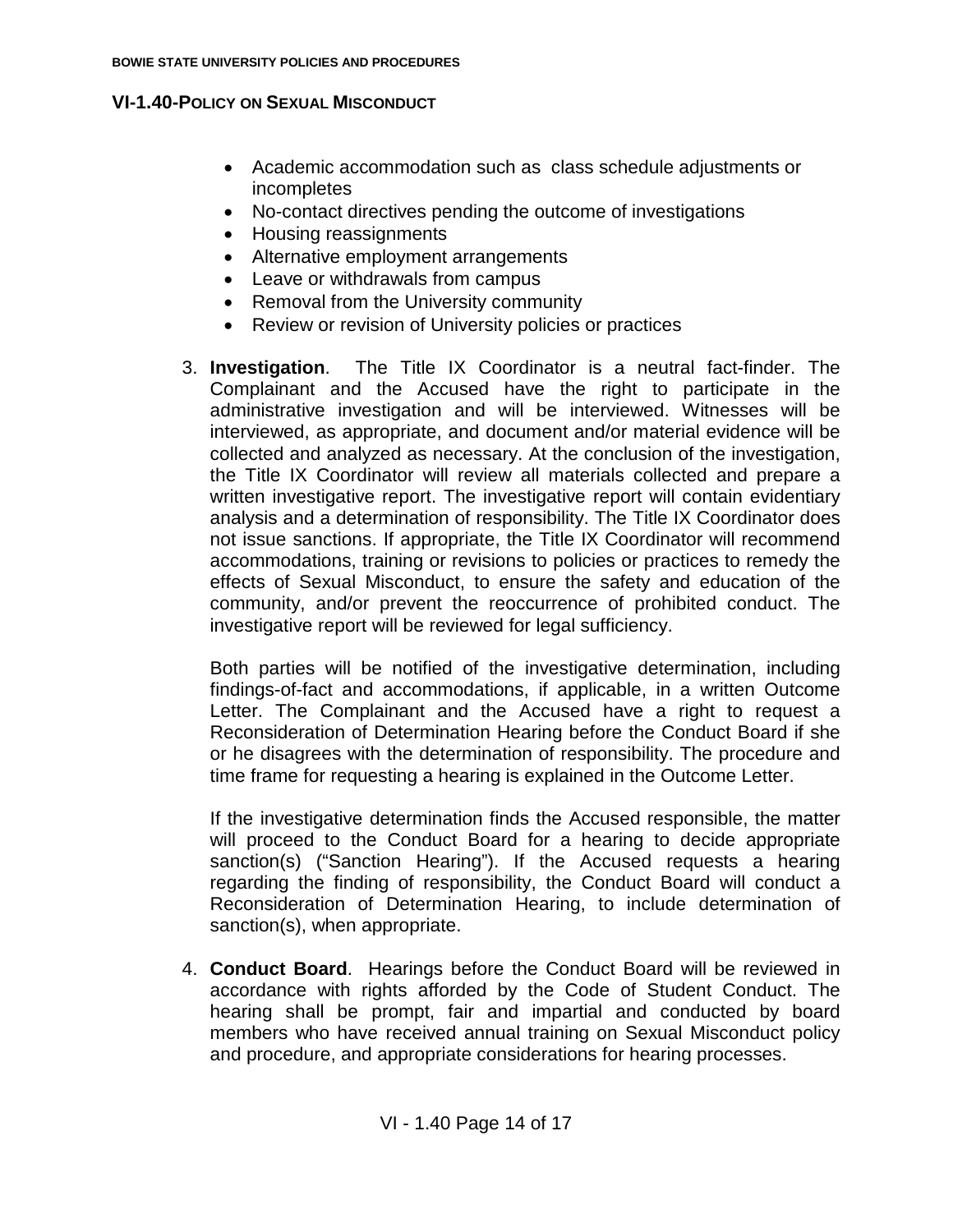- Academic accommodation such as class schedule adjustments or incompletes
- No-contact directives pending the outcome of investigations
- Housing reassignments
- Alternative employment arrangements
- Leave or withdrawals from campus
- Removal from the University community
- Review or revision of University policies or practices

3. **Investigation**. The Title IX Coordinator is a neutral fact-finder. The Complainant and the Accused have the right to participate in the administrative investigation and will be interviewed. Witnesses will be interviewed, as appropriate, and document and/or material evidence will be collected and analyzed as necessary. At the conclusion of the investigation, the Title IX Coordinator will review all materials collected and prepare a written investigative report. The investigative report will contain evidentiary analysis and a determination of responsibility. The Title IX Coordinator does not issue sanctions. If appropriate, the Title IX Coordinator will recommend accommodations, training or revisions to policies or practices to remedy the effects of Sexual Misconduct, to ensure the safety and education of the community, and/or prevent the reoccurrence of prohibited conduct. The investigative report will be reviewed for legal sufficiency.

   Both parties will be notified of the investigative determination, including findings-of-fact and accommodations, if applicable, in a written Outcome Letter. The Complainant and the Accused have a right to request a Reconsideration of Determination Hearing before the Conduct Board if she or he disagrees with the determination of responsibility. The procedure and time frame for requesting a hearing is explained in the Outcome Letter.

   If the investigative determination finds the Accused responsible, the matter will proceed to the Conduct Board for a hearing to decide appropriate sanction(s) ("Sanction Hearing"). If the Accused requests a hearing regarding the finding of responsibility, the Conduct Board will conduct a Reconsideration of Determination Hearing, to include determination of sanction(s), when appropriate.

4. **Conduct Board**. Hearings before the Conduct Board will be reviewed in accordance with rights afforded by the Code of Student Conduct. The hearing shall be prompt, fair and impartial and conducted by board members who have received annual training on Sexual Misconduct policy and procedure, and appropriate considerations for hearing processes.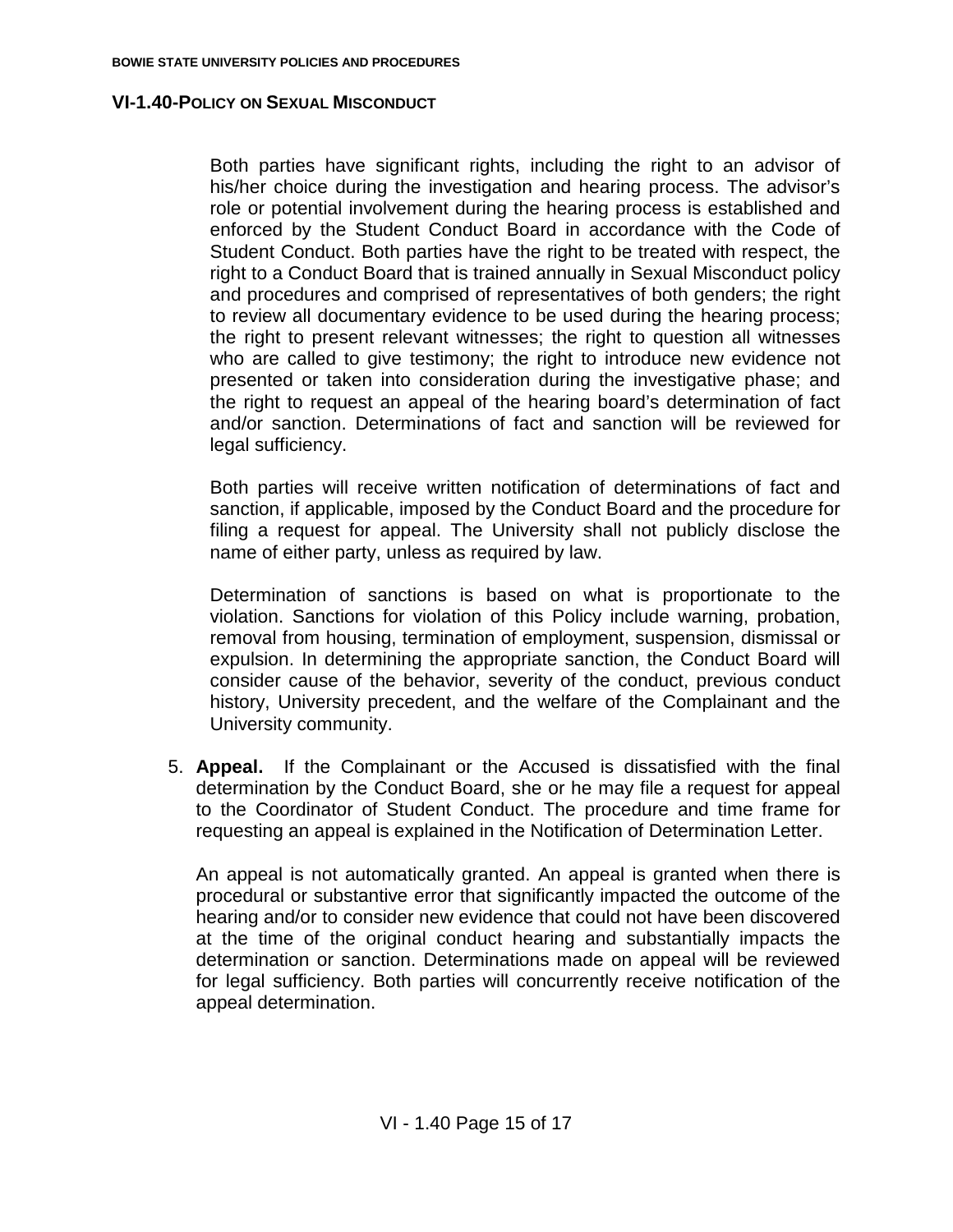Both parties have significant rights, including the right to an advisor of his/her choice during the investigation and hearing process. The advisor's role or potential involvement during the hearing process is established and enforced by the Student Conduct Board in accordance with the Code of Student Conduct. Both parties have the right to be treated with respect, the right to a Conduct Board that is trained annually in Sexual Misconduct policy and procedures and comprised of representatives of both genders; the right to review all documentary evidence to be used during the hearing process; the right to present relevant witnesses; the right to question all witnesses who are called to give testimony; the right to introduce new evidence not presented or taken into consideration during the investigative phase; and the right to request an appeal of the hearing board's determination of fact and/or sanction. Determinations of fact and sanction will be reviewed for legal sufficiency.

Both parties will receive written notification of determinations of fact and sanction, if applicable, imposed by the Conduct Board and the procedure for filing a request for appeal. The University shall not publicly disclose the name of either party, unless as required by law.

Determination of sanctions is based on what is proportionate to the violation. Sanctions for violation of this Policy include warning, probation, removal from housing, termination of employment, suspension, dismissal or expulsion. In determining the appropriate sanction, the Conduct Board will consider cause of the behavior, severity of the conduct, previous conduct history, University precedent, and the welfare of the Complainant and the University community.

5. **Appeal.** If the Complainant or the Accused is dissatisfied with the final determination by the Conduct Board, she or he may file a request for appeal to the Coordinator of Student Conduct. The procedure and time frame for requesting an appeal is explained in the Notification of Determination Letter.

   An appeal is not automatically granted. An appeal is granted when there is procedural or substantive error that significantly impacted the outcome of the hearing and/or to consider new evidence that could not have been discovered at the time of the original conduct hearing and substantially impacts the determination or sanction. Determinations made on appeal will be reviewed for legal sufficiency. Both parties will concurrently receive notification of the appeal determination.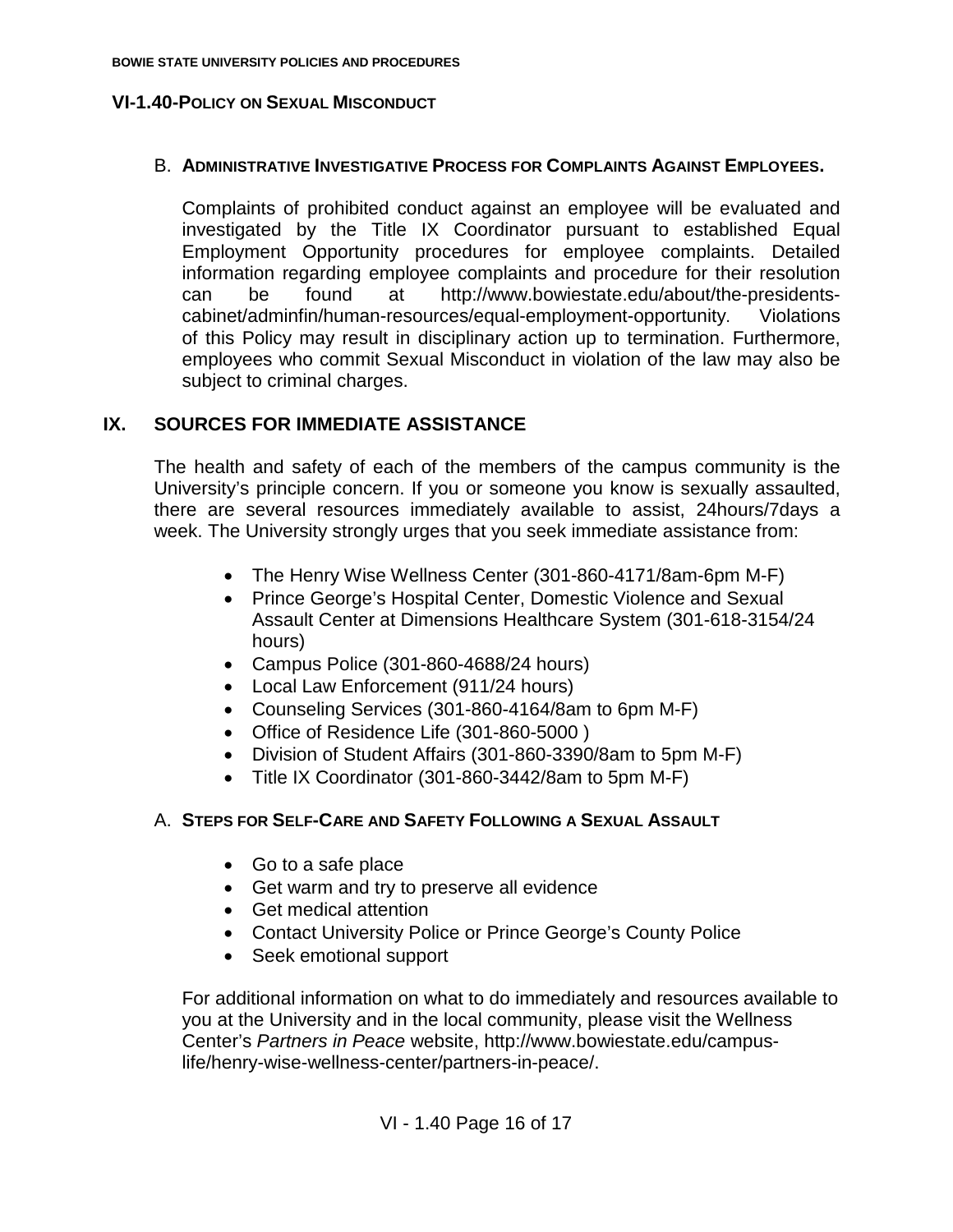### B. **Administrative Investigative Process for Complaints Against Employees.**

Complaints of prohibited conduct against an employee will be evaluated and investigated by the Title IX Coordinator pursuant to established Equal Employment Opportunity procedures for employee complaints. Detailed information regarding employee complaints and procedure for their resolution can be found at http://www.bowiestate.edu/about/the-presidents-cabinet/adminfin/human-resources/equal-employment-opportunity. Violations of this Policy may result in disciplinary action up to termination. Furthermore, employees who commit Sexual Misconduct in violation of the law may also be subject to criminal charges.

## IX. SOURCES FOR IMMEDIATE ASSISTANCE

The health and safety of each of the members of the campus community is the University's principle concern. If you or someone you know is sexually assaulted, there are several resources immediately available to assist, 24hours/7days a week. The University strongly urges that you seek immediate assistance from:

- The Henry Wise Wellness Center (301-860-4171/8am-6pm M-F)
- Prince George's Hospital Center, Domestic Violence and Sexual Assault Center at Dimensions Healthcare System (301-618-3154/24 hours)
- Campus Police (301-860-4688/24 hours)
- Local Law Enforcement (911/24 hours)
- Counseling Services (301-860-4164/8am to 6pm M-F)
- Office of Residence Life (301-860-5000 )
- Division of Student Affairs (301-860-3390/8am to 5pm M-F)
- Title IX Coordinator (301-860-3442/8am to 5pm M-F)

### A. **Steps for Self-Care and Safety Following a Sexual Assault**

- Go to a safe place
- Get warm and try to preserve all evidence
- Get medical attention
- Contact University Police or Prince George's County Police
- Seek emotional support

For additional information on what to do immediately and resources available to you at the University and in the local community, please visit the Wellness Center's *Partners in Peace* website, http://www.bowiestate.edu/campus-life/henry-wise-wellness-center/partners-in-peace/.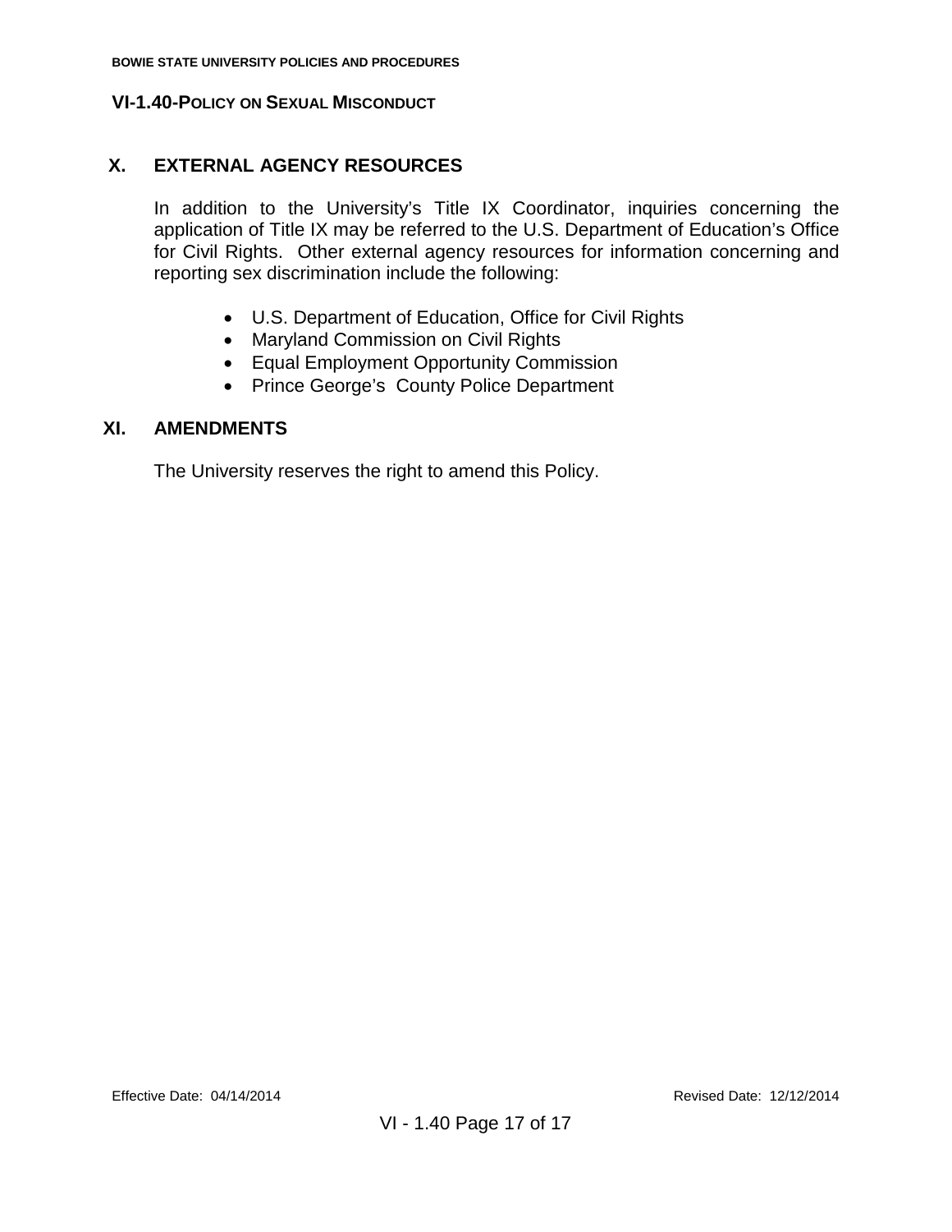## X. EXTERNAL AGENCY RESOURCES

In addition to the University's Title IX Coordinator, inquiries concerning the application of Title IX may be referred to the U.S. Department of Education's Office for Civil Rights. Other external agency resources for information concerning and reporting sex discrimination include the following:

- U.S. Department of Education, Office for Civil Rights
- Maryland Commission on Civil Rights
- Equal Employment Opportunity Commission
- Prince George's County Police Department

## XI. AMENDMENTS

The University reserves the right to amend this Policy.